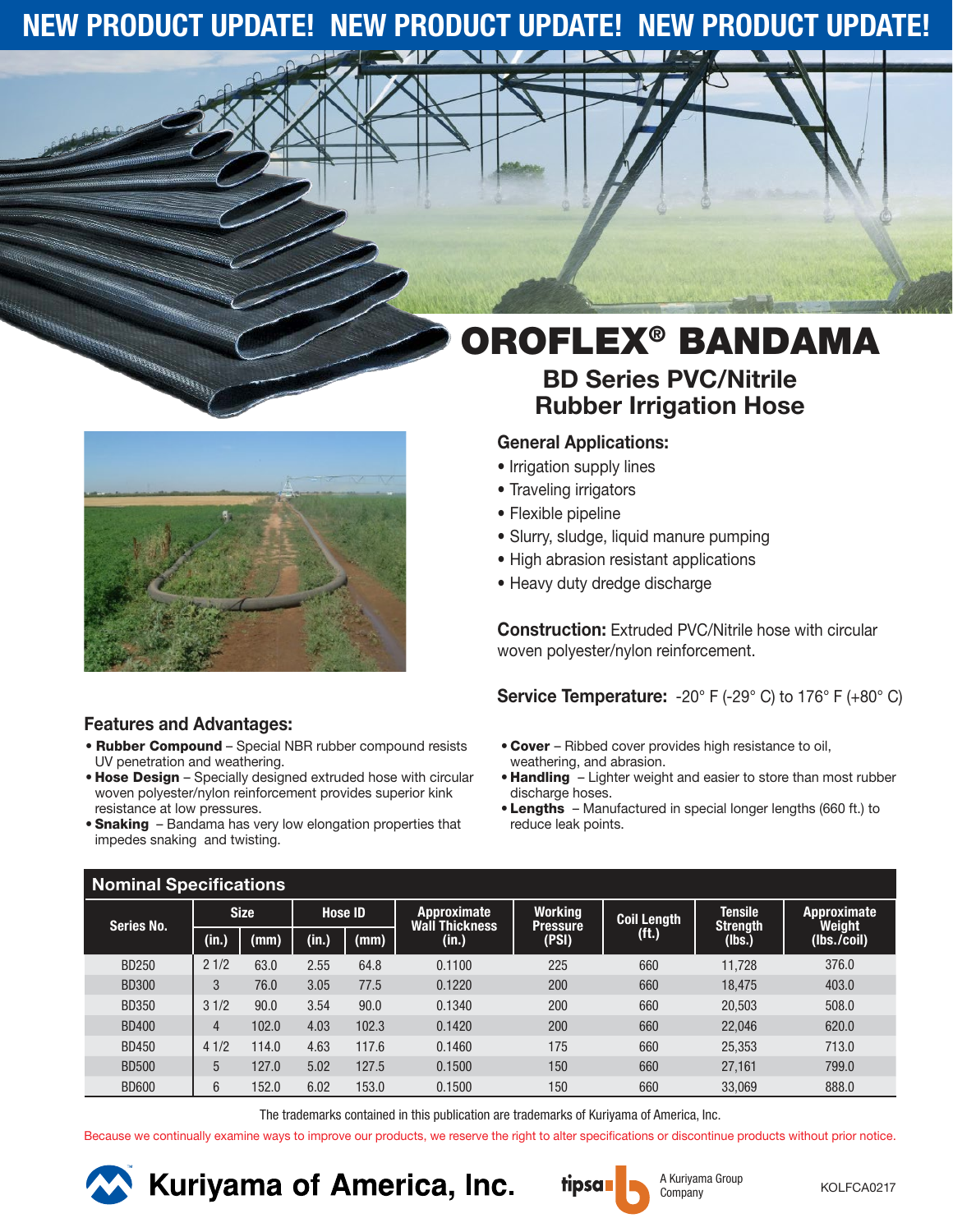NEW PRODUCT UPDATE! NEW PRODUCT UPDATE! NEW PRODUCT UPDATE!

# OROFLEX® BANDAMA

## BD Series PVC/Nitrile Rubber Irrigation Hose

### General Applications:

- Irrigation supply lines
- Traveling irrigators
- Flexible pipeline
- Slurry, sludge, liquid manure pumping
- High abrasion resistant applications
- Heavy duty dredge discharge

**Construction:** Extruded PVC/Nitrile hose with circular woven polyester/nylon reinforcement.

**Service Temperature:** -20° F (-29° C) to 176° F (+80° C)

### Features and Advantages:

- **Rubber Compound** – Special NBR rubber compound resists UV penetration and weathering.
- **Hose Design** – Specially designed extruded hose with circular woven polyester/nylon reinforcement provides superior kink resistance at low pressures.
- **Snaking** – Bandama has very low elongation properties that impedes snaking and twisting.
- **Cover** – Ribbed cover provides high resistance to oil, weathering, and abrasion.
- **Handling** – Lighter weight and easier to store than most rubber discharge hoses.
- **Lengths** – Manufactured in special longer lengths (660 ft.) to reduce leak points.

### Nominal Specifications

| Series No. | Size | | Hose ID | | Approximate Wall Thickness (in.) | Working Pressure (PSI) | Coil Length (ft.) | Tensile Strength (lbs.) | Approximate Weight (lbs./coil) |
|---|---|---|---|---|---|---|---|---|---|
| | (in.) | (mm) | (in.) | (mm) | | | | | |
| BD250 | 2 1/2 | 63.0 | 2.55 | 64.8 | 0.1100 | 225 | 660 | 11,728 | 376.0 |
| BD300 | 3 | 76.0 | 3.05 | 77.5 | 0.1220 | 200 | 660 | 18,475 | 403.0 |
| BD350 | 3 1/2 | 90.0 | 3.54 | 90.0 | 0.1340 | 200 | 660 | 20,503 | 508.0 |
| BD400 | 4 | 102.0 | 4.03 | 102.3 | 0.1420 | 200 | 660 | 22,046 | 620.0 |
| BD450 | 4 1/2 | 114.0 | 4.63 | 117.6 | 0.1460 | 175 | 660 | 25,353 | 713.0 |
| BD500 | 5 | 127.0 | 5.02 | 127.5 | 0.1500 | 150 | 660 | 27,161 | 799.0 |
| BD600 | 6 | 152.0 | 6.02 | 153.0 | 0.1500 | 150 | 660 | 33,069 | 888.0 |

The trademarks contained in this publication are trademarks of Kuriyama of America, Inc.

Because we continually examine ways to improve our products, we reserve the right to alter specifications or discontinue products without prior notice.

Kuriyama of America, Inc.

tipsa — A Kuriyama Group Company

KOLFCA0217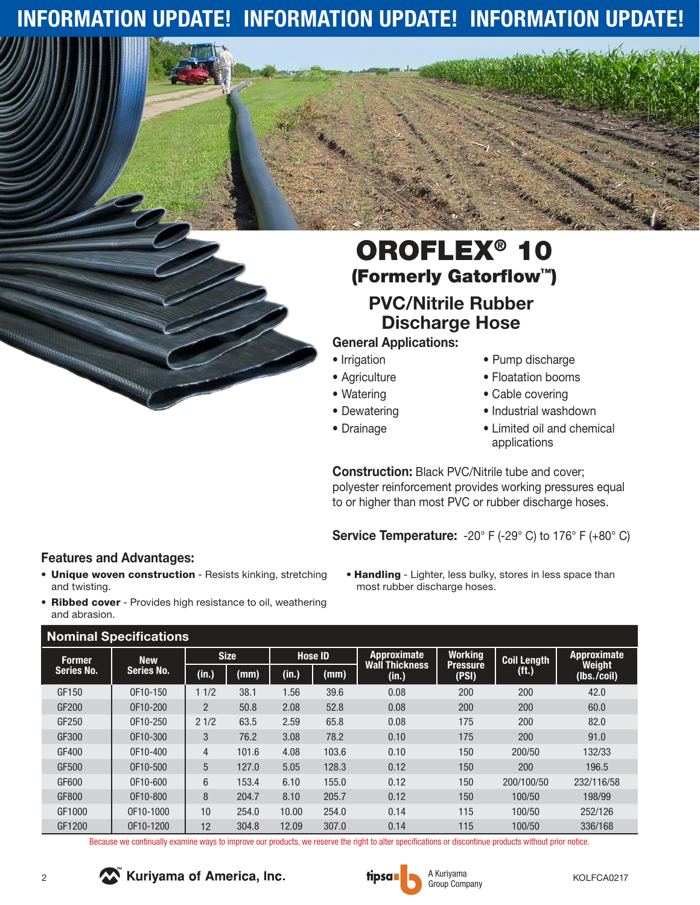INFORMATION UPDATE! INFORMATION UPDATE! INFORMATION UPDATE!

# OROFLEX® 10

## (Formerly Gatorflow™)

## PVC/Nitrile Rubber Discharge Hose

### General Applications:

- Irrigation
- Agriculture
- Watering
- Dewatering
- Drainage
- Pump discharge
- Floatation booms
- Cable covering
- Industrial washdown
- Limited oil and chemical applications

**Construction:** Black PVC/Nitrile tube and cover; polyester reinforcement provides working pressures equal to or higher than most PVC or rubber discharge hoses.

**Service Temperature:** -20° F (-29° C) to 176° F (+80° C)

### Features and Advantages:

- **Unique woven construction** - Resists kinking, stretching and twisting.
- **Ribbed cover** - Provides high resistance to oil, weathering and abrasion.
- **Handling** - Lighter, less bulky, stores in less space than most rubber discharge hoses.

### Nominal Specifications

| Former Series No. | New Series No. | Size (in.) | Size (mm) | Hose ID (in.) | Hose ID (mm) | Approximate Wall Thickness (in.) | Working Pressure (PSI) | Coil Length (ft.) | Approximate Weight (lbs./coil) |
|---|---|---|---|---|---|---|---|---|---|
| GF150 | OF10-150 | 1 1/2 | 38.1 | 1.56 | 39.6 | 0.08 | 200 | 200 | 42.0 |
| GF200 | OF10-200 | 2 | 50.8 | 2.08 | 52.8 | 0.08 | 200 | 200 | 60.0 |
| GF250 | OF10-250 | 2 1/2 | 63.5 | 2.59 | 65.8 | 0.08 | 175 | 200 | 82.0 |
| GF300 | OF10-300 | 3 | 76.2 | 3.08 | 78.2 | 0.10 | 175 | 200 | 91.0 |
| GF400 | OF10-400 | 4 | 101.6 | 4.08 | 103.6 | 0.10 | 150 | 200/50 | 132/33 |
| GF500 | OF10-500 | 5 | 127.0 | 5.05 | 128.3 | 0.12 | 150 | 200 | 196.5 |
| GF600 | OF10-600 | 6 | 153.4 | 6.10 | 155.0 | 0.12 | 150 | 200/100/50 | 232/116/58 |
| GF800 | OF10-800 | 8 | 204.7 | 8.10 | 205.7 | 0.12 | 150 | 100/50 | 198/99 |
| GF1000 | OF10-1000 | 10 | 254.0 | 10.00 | 254.0 | 0.14 | 115 | 100/50 | 252/126 |
| GF1200 | OF10-1200 | 12 | 304.8 | 12.09 | 307.0 | 0.14 | 115 | 100/50 | 336/168 |

Because we continually examine ways to improve our products, we reserve the right to alter specifications or discontinue products without prior notice.

Kuriyama of America, Inc.

tipsa A Kuriyama Group Company

KOLFCA0217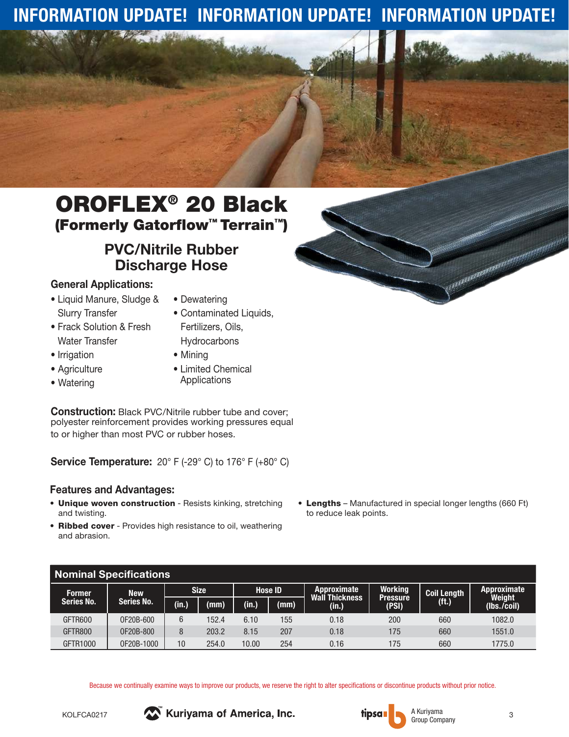INFORMATION UPDATE! INFORMATION UPDATE! INFORMATION UPDATE!

# OROFLEX® 20 Black
## (Formerly Gatorflow™ Terrain™)

## PVC/Nitrile Rubber Discharge Hose

### General Applications:

- Liquid Manure, Sludge & Slurry Transfer
- Frack Solution & Fresh Water Transfer
- Irrigation
- Agriculture
- Watering
- Dewatering
- Contaminated Liquids, Fertilizers, Oils, Hydrocarbons
- Mining
- Limited Chemical Applications

**Construction:** Black PVC/Nitrile rubber tube and cover; polyester reinforcement provides working pressures equal to or higher than most PVC or rubber hoses.

**Service Temperature:** 20° F (-29° C) to 176° F (+80° C)

### Features and Advantages:

- **Unique woven construction** - Resists kinking, stretching and twisting.
- **Ribbed cover** - Provides high resistance to oil, weathering and abrasion.
- **Lengths** – Manufactured in special longer lengths (660 Ft) to reduce leak points.

### Nominal Specifications

| Former Series No. | New Series No. | Size (in.) | Size (mm) | Hose ID (in.) | Hose ID (mm) | Approximate Wall Thickness (in.) | Working Pressure (PSI) | Coil Length (ft.) | Approximate Weight (lbs./coil) |
|---|---|---|---|---|---|---|---|---|---|
| GFTR600 | OF20B-600 | 6 | 152.4 | 6.10 | 155 | 0.18 | 200 | 660 | 1082.0 |
| GFTR800 | OF20B-800 | 8 | 203.2 | 8.15 | 207 | 0.18 | 175 | 660 | 1551.0 |
| GFTR1000 | OF20B-1000 | 10 | 254.0 | 10.00 | 254 | 0.16 | 175 | 660 | 1775.0 |

Because we continually examine ways to improve our products, we reserve the right to alter specifications or discontinue products without prior notice.

KOLFCA0217 Kuriyama of America, Inc. tipsa A Kuriyama Group Company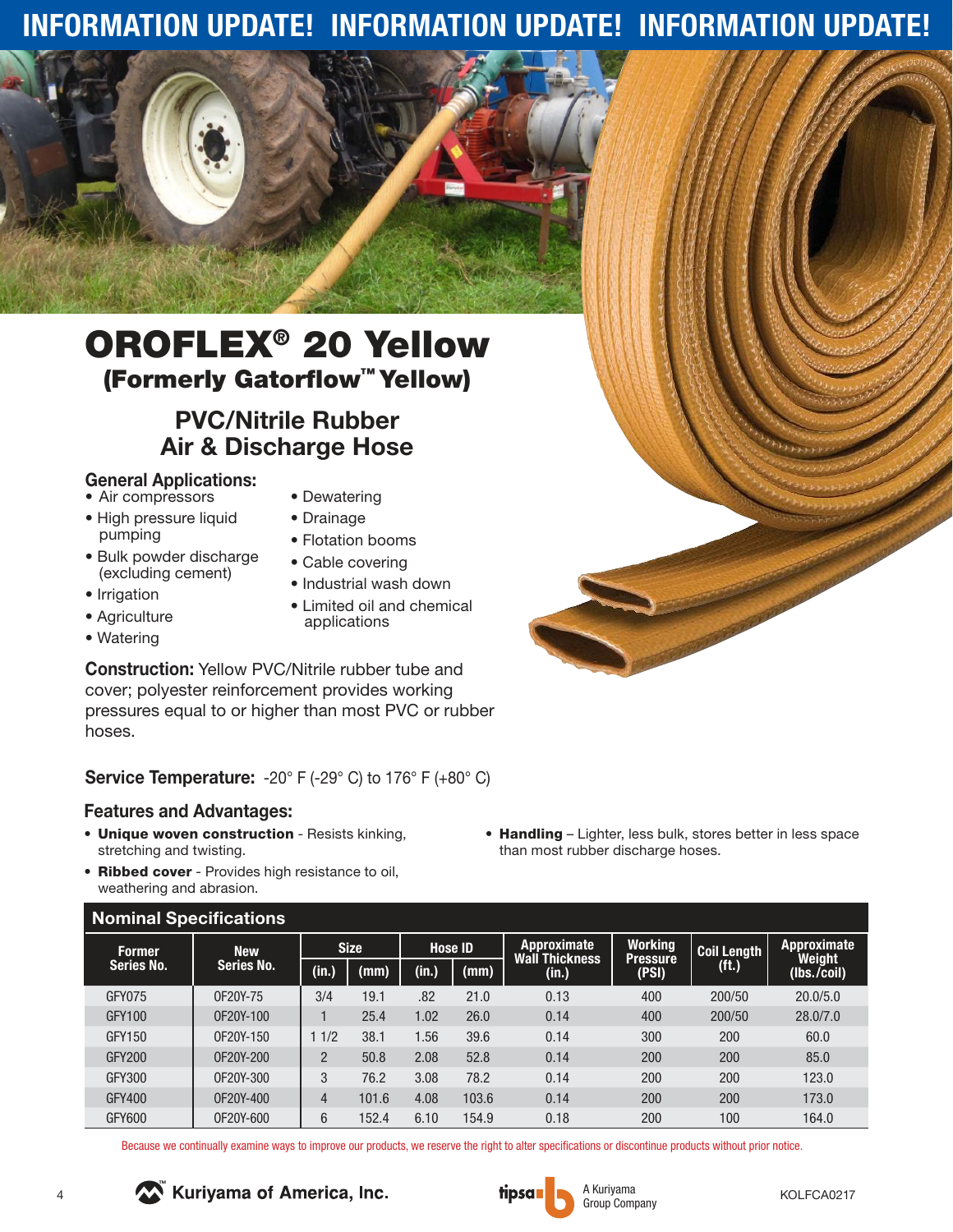INFORMATION UPDATE! INFORMATION UPDATE! INFORMATION UPDATE!

# OROFLEX® 20 Yellow

## (Formerly Gatorflow™ Yellow)

## PVC/Nitrile Rubber Air & Discharge Hose

### General Applications:

- Air compressors
- High pressure liquid pumping
- Bulk powder discharge (excluding cement)
- Irrigation
- Agriculture
- Watering
- Dewatering
- Drainage
- Flotation booms
- Cable covering
- Industrial wash down
- Limited oil and chemical applications

**Construction:** Yellow PVC/Nitrile rubber tube and cover; polyester reinforcement provides working pressures equal to or higher than most PVC or rubber hoses.

**Service Temperature:** -20° F (-29° C) to 176° F (+80° C)

### Features and Advantages:

- **Unique woven construction** - Resists kinking, stretching and twisting.
- **Ribbed cover** - Provides high resistance to oil, weathering and abrasion.
- **Handling** – Lighter, less bulk, stores better in less space than most rubber discharge hoses.

### Nominal Specifications

| Former Series No. | New Series No. | Size | | Hose ID | | Approximate Wall Thickness | Working Pressure | Coil Length | Approximate Weight |
|---|---|---|---|---|---|---|---|---|---|
| | | (in.) | (mm) | (in.) | (mm) | (in.) | (PSI) | (ft.) | (lbs./coil) |
| GFY075 | OF20Y-75 | 3/4 | 19.1 | .82 | 21.0 | 0.13 | 400 | 200/50 | 20.0/5.0 |
| GFY100 | OF20Y-100 | 1 | 25.4 | 1.02 | 26.0 | 0.14 | 400 | 200/50 | 28.0/7.0 |
| GFY150 | OF20Y-150 | 1 1/2 | 38.1 | 1.56 | 39.6 | 0.14 | 300 | 200 | 60.0 |
| GFY200 | OF20Y-200 | 2 | 50.8 | 2.08 | 52.8 | 0.14 | 200 | 200 | 85.0 |
| GFY300 | OF20Y-300 | 3 | 76.2 | 3.08 | 78.2 | 0.14 | 200 | 200 | 123.0 |
| GFY400 | OF20Y-400 | 4 | 101.6 | 4.08 | 103.6 | 0.14 | 200 | 200 | 173.0 |
| GFY600 | OF20Y-600 | 6 | 152.4 | 6.10 | 154.9 | 0.18 | 200 | 100 | 164.0 |

Because we continually examine ways to improve our products, we reserve the right to alter specifications or discontinue products without prior notice.

Kuriyama of America, Inc.    tipsa A Kuriyama Group Company    KOLFCA0217